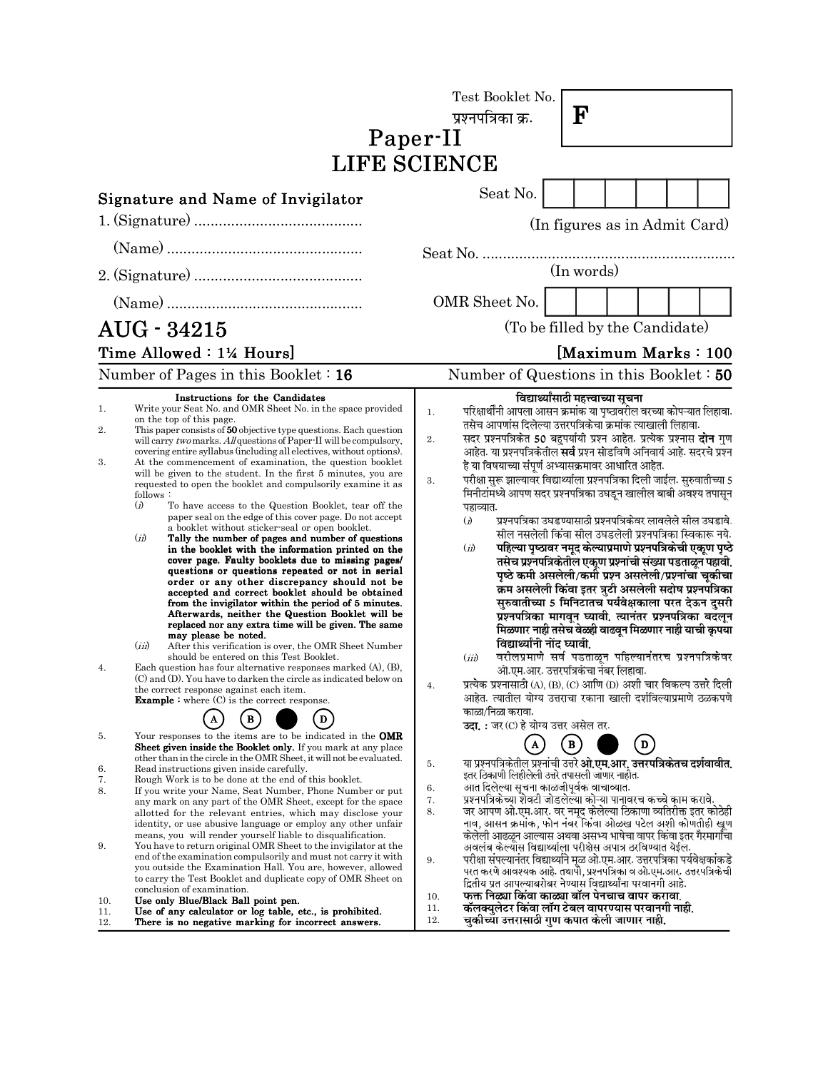Test Booklet No.
प्रश्नपत्रिका क्र.

**F**

# Paper-II
# LIFE SCIENCE

**Signature and Name of Invigilator**

1. (Signature) .........................................

   (Name) ................................................

2. (Signature) .........................................

   (Name) ................................................

Seat No. [ ] [ ] [ ] [ ] [ ] [ ] [ ]

(In figures as in Admit Card)

Seat No. ..............................................................

(In words)

OMR Sheet No. [ ] [ ] [ ] [ ] [ ] [ ] [ ]

(To be filled by the Candidate)

## AUG - 34215

**Time Allowed : 1¼ Hours]** **[Maximum Marks : 100**

Number of Pages in this Booklet : **16** Number of Questions in this Booklet : **50**

**Instructions for the Candidates**

1. Write your Seat No. and OMR Sheet No. in the space provided on the top of this page.
2. This paper consists of **50** objective type questions. Each question will carry *two* marks. *All* questions of Paper-II will be compulsory, covering entire syllabus (including all electives, without options).
3. At the commencement of examination, the question booklet will be given to the student. In the first 5 minutes, you are requested to open the booklet and compulsorily examine it as follows :
   (*i*) To have access to the Question Booklet, tear off the paper seal on the edge of this cover page. Do not accept a booklet without sticker-seal or open booklet.
   (*ii*) **Tally the number of pages and number of questions in the booklet with the information printed on the cover page. Faulty booklets due to missing pages/questions or questions repeated or not in serial order or any other discrepancy should not be accepted and correct booklet should be obtained from the invigilator within the period of 5 minutes. Afterwards, neither the Question Booklet will be replaced nor any extra time will be given. The same may please be noted.**
   (*iii*) After this verification is over, the OMR Sheet Number should be entered on this Test Booklet.
4. Each question has four alternative responses marked (A), (B), (C) and (D). You have to darken the circle as indicated below on the correct response against each item.
   **Example :** where (C) is the correct response.
   (A) (B) ● (D)
5. Your responses to the items are to be indicated in the **OMR Sheet given inside the Booklet only.** If you mark at any place other than in the circle in the OMR Sheet, it will not be evaluated.
6. Read instructions given inside carefully.
7. Rough Work is to be done at the end of this booklet.
8. If you write your Name, Seat Number, Phone Number or put any mark on any part of the OMR Sheet, except for the space allotted for the relevant entries, which may disclose your identity, or use abusive language or employ any other unfair means, you will render yourself liable to disqualification.
9. You have to return original OMR Sheet to the invigilator at the end of the examination compulsorily and must not carry it with you outside the Examination Hall. You are, however, allowed to carry the Test Booklet and duplicate copy of OMR Sheet on conclusion of examination.
10. **Use only Blue/Black Ball point pen.**
11. **Use of any calculator or log table, etc., is prohibited.**
12. **There is no negative marking for incorrect answers.**

**विद्यार्थ्यांसाठी महत्त्वाच्या सूचना**

1. परिक्षार्थींनी आपला आसन क्रमांक या पृष्ठावरील वरच्या कोपऱ्यात लिहावा. तसेच आपणांस दिलेल्या उत्तरपत्रिकेचा क्रमांक त्याखाली लिहावा.
2. सदर प्रश्नपत्रिकेत 50 बहुपर्यायी प्रश्न आहेत. प्रत्येक प्रश्नास **दोन** गुण आहेत. या प्रश्नपत्रिकेतील **सर्व** प्रश्न सोडविणे अनिवार्य आहे. सदरचे प्रश्न हे या विषयाच्या संपूर्ण अभ्यासक्रमावर आधारित आहेत.
3. परीक्षा सुरू झाल्यावर विद्यार्थ्याला प्रश्नपत्रिका दिली जाईल. सुरुवातीच्या 5 मिनीटांमध्ये आपण सदर प्रश्नपत्रिका उघडून खालील बाबी अवश्य तपासून पहाव्यात.
   (*i*) प्रश्नपत्रिका उघडण्यासाठी प्रश्नपत्रिकेवर लावलेले सील उघडावे. सील नसलेली किंवा सील उघडलेली प्रश्नपत्रिका स्विकारू नये.
   (*ii*) **पहिल्या पृष्ठावर नमूद केल्याप्रमाणे प्रश्नपत्रिकेची एकूण पृष्ठे तसेच प्रश्नपत्रिकेतील एकूण प्रश्नांची संख्या पडताळून पहावी. पृष्ठे कमी असलेली/कमी प्रश्न असलेली/प्रश्नांचा चुकीचा क्रम असलेली किंवा इतर त्रुटी असलेली सदोष प्रश्नपत्रिका सुरुवातीच्या 5 मिनिटातच पर्यवेक्षकाला परत देऊन दुसरी प्रश्नपत्रिका मागवून घ्यावी. त्यानंतर प्रश्नपत्रिका बदलून मिळणार नाही तसेच वेळही वाढवून मिळणार नाही याची कृपया विद्यार्थ्यांनी नोंद घ्यावी.**
   (*iii*) वरीलप्रमाणे सर्व पडताळून पहिल्यानंतरच प्रश्नपत्रिकेवर ओ.एम.आर. उत्तरपत्रिकेचा नंबर लिहावा.
4. प्रत्येक प्रश्नासाठी (A), (B), (C) आणि (D) अशी चार विकल्प उत्तरे दिली आहेत. त्यातील योग्य उत्तराचा रकाना खाली दर्शविल्याप्रमाणे ठळकपणे काळा/निळा करावा.
   **उदा. :** जर (C) हे योग्य उत्तर असेल तर.
   (A) (B) ● (D)
5. या प्रश्नपत्रिकेतील प्रश्नांची उत्तरे **ओ.एम.आर. उत्तरपत्रिकेतच दर्शवावीत.** इतर ठिकाणी लिहीलेली उत्तरे तपासली जाणार नाहीत.
6. आत दिलेल्या सूचना काळजीपूर्वक वाचाव्यात.
7. प्रश्नपत्रिकेच्या शेवटी जोडलेल्या कोऱ्या पानावरच कच्चे काम करावे.
8. जर आपण ओ.एम.आर. वर नमूद केलेल्या ठिकाणा व्यतिरिक्त इतर कोठेही नाव, आसन क्रमांक, फोन नंबर किंवा ओळख पटेल अशी कोणतीही खूण केलेली आढळून आल्यास अथवा असभ्य भाषेचा वापर किंवा इतर गैरमार्गांचा अवलंब केल्यास विद्यार्थ्याला परीक्षेस अपात्र ठरविण्यात येईल.
9. परीक्षा संपल्यानंतर विद्यार्थ्याने मूळ ओ.एम.आर. उत्तरपत्रिका पर्यवेक्षकांकडे परत करणे आवश्यक आहे. तथापी, प्रश्नपत्रिका व ओ.एम.आर. उत्तरपत्रिकेची द्वितीय प्रत आपल्याबरोबर नेण्यास विद्यार्थ्यांना परवानगी आहे.
10. **फक्त निळ्या किंवा काळ्या बॉल पेनचाच वापर करावा.**
11. **कॅलक्युलेटर किंवा लॉग टेबल वापरण्यास परवानगी नाही.**
12. **चुकीच्या उत्तरासाठी गुण कपात केली जाणार नाही.**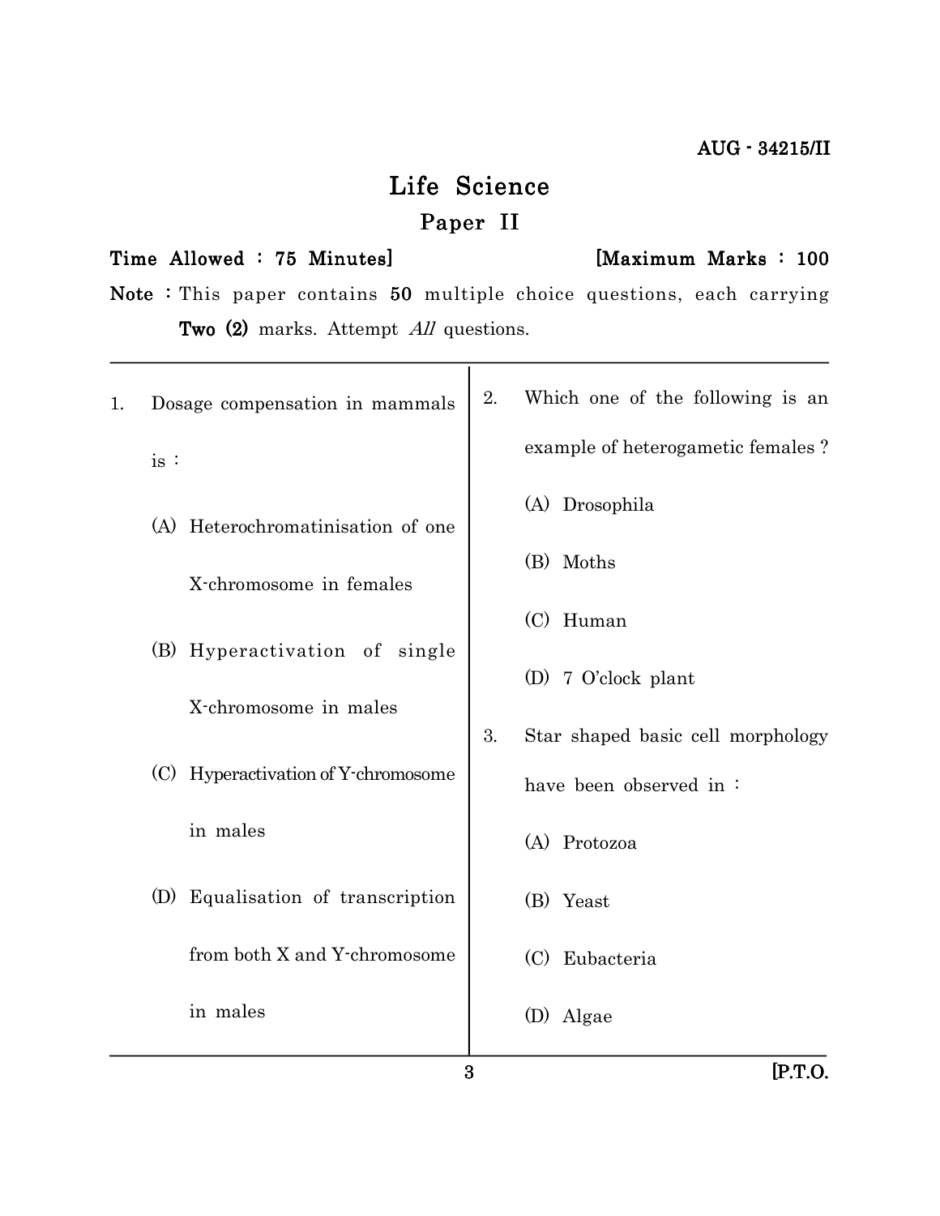AUG - 34215/II

# Life Science

## Paper II

**Time Allowed : 75 Minutes]** **[Maximum Marks : 100**

**Note :** This paper contains **50** multiple choice questions, each carrying **Two (2)** marks. Attempt *All* questions.

---

1. Dosage compensation in mammals is :

   (A) Heterochromatinisation of one X-chromosome in females

   (B) Hyperactivation of single X-chromosome in males

   (C) Hyperactivation of Y-chromosome in males

   (D) Equalisation of transcription from both X and Y-chromosome in males

2. Which one of the following is an example of heterogametic females ?

   (A) Drosophila

   (B) Moths

   (C) Human

   (D) 7 O'clock plant

3. Star shaped basic cell morphology have been observed in :

   (A) Protozoa

   (B) Yeast

   (C) Eubacteria

   (D) Algae

[P.T.O.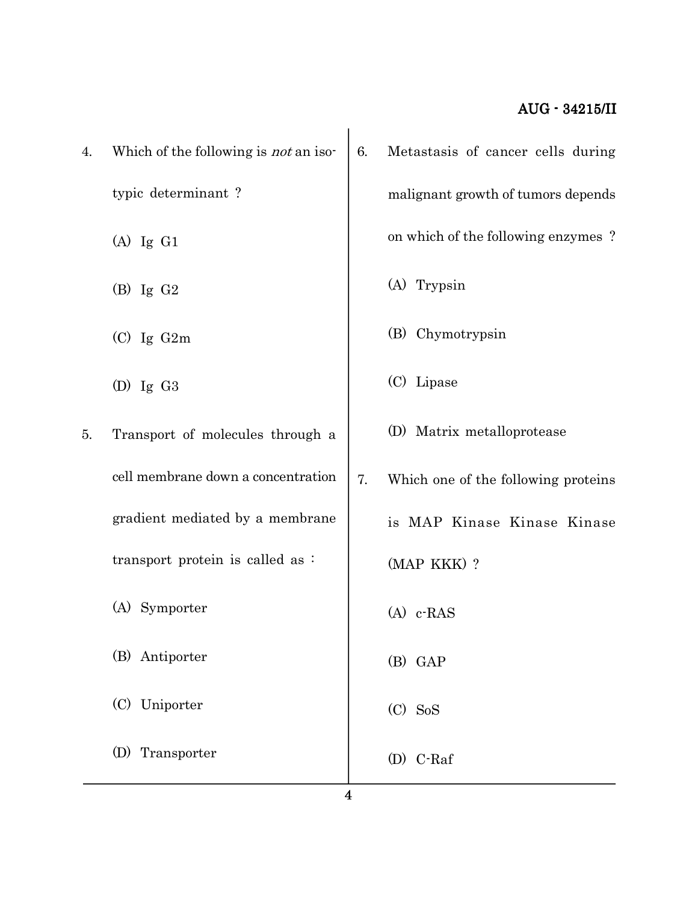4. Which of the following is *not* an iso-typic determinant ?

   (A) Ig G1

   (B) Ig G2

   (C) Ig G2m

   (D) Ig G3

5. Transport of molecules through a cell membrane down a concentration gradient mediated by a membrane transport protein is called as :

   (A) Symporter

   (B) Antiporter

   (C) Uniporter

   (D) Transporter

6. Metastasis of cancer cells during malignant growth of tumors depends on which of the following enzymes ?

   (A) Trypsin

   (B) Chymotrypsin

   (C) Lipase

   (D) Matrix metalloprotease

7. Which one of the following proteins is MAP Kinase Kinase Kinase (MAP KKK) ?

   (A) c-RAS

   (B) GAP

   (C) SoS

   (D) C-Raf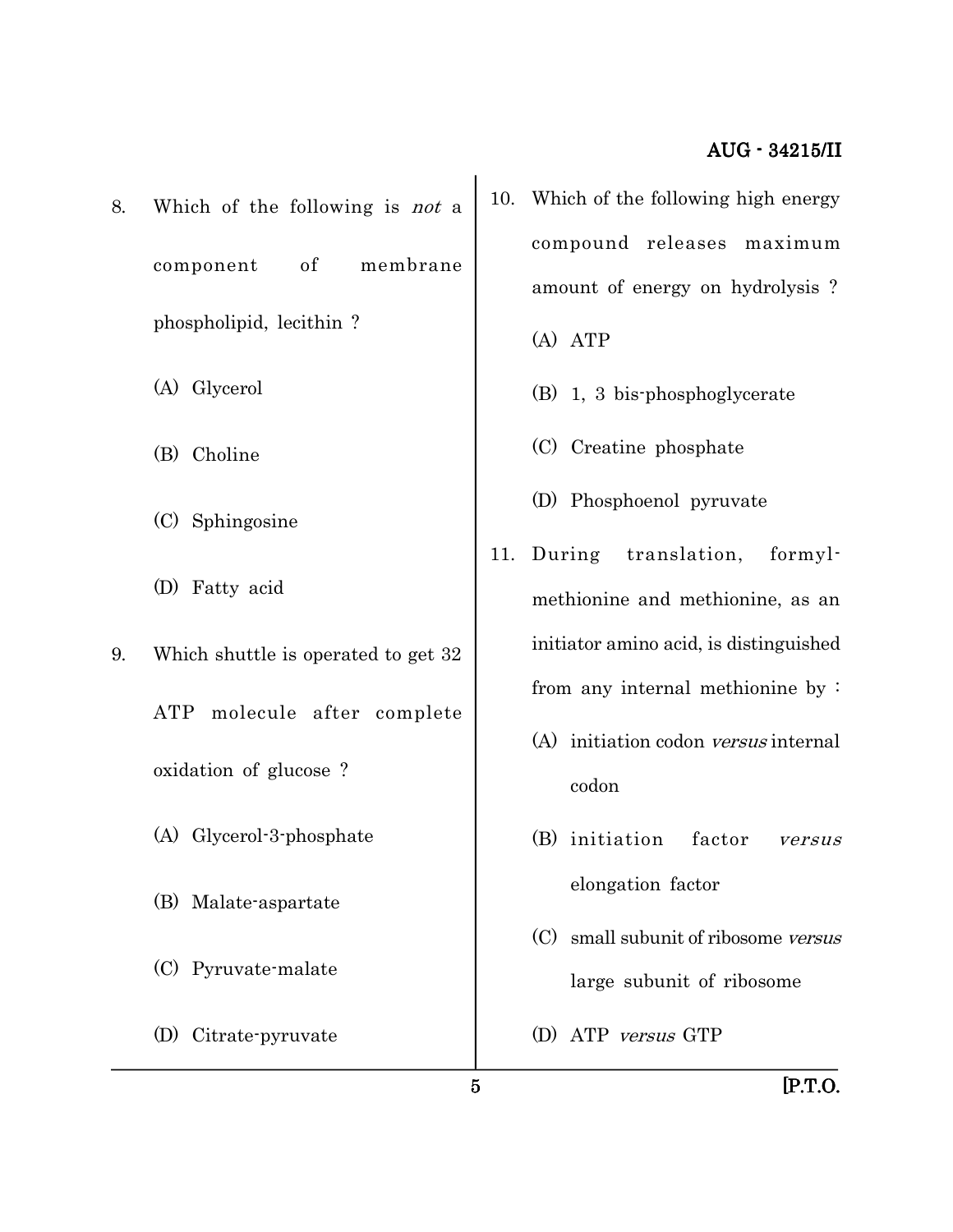8. Which of the following is *not* a component of membrane phospholipid, lecithin ?

   (A) Glycerol

   (B) Choline

   (C) Sphingosine

   (D) Fatty acid

9. Which shuttle is operated to get 32 ATP molecule after complete oxidation of glucose ?

   (A) Glycerol-3-phosphate

   (B) Malate-aspartate

   (C) Pyruvate-malate

   (D) Citrate-pyruvate

10. Which of the following high energy compound releases maximum amount of energy on hydrolysis ?

    (A) ATP

    (B) 1, 3 bis-phosphoglycerate

    (C) Creatine phosphate

    (D) Phosphoenol pyruvate

11. During translation, formyl-methionine and methionine, as an initiator amino acid, is distinguished from any internal methionine by :

    (A) initiation codon *versus* internal codon

    (B) initiation factor *versus* elongation factor

    (C) small subunit of ribosome *versus* large subunit of ribosome

    (D) ATP *versus* GTP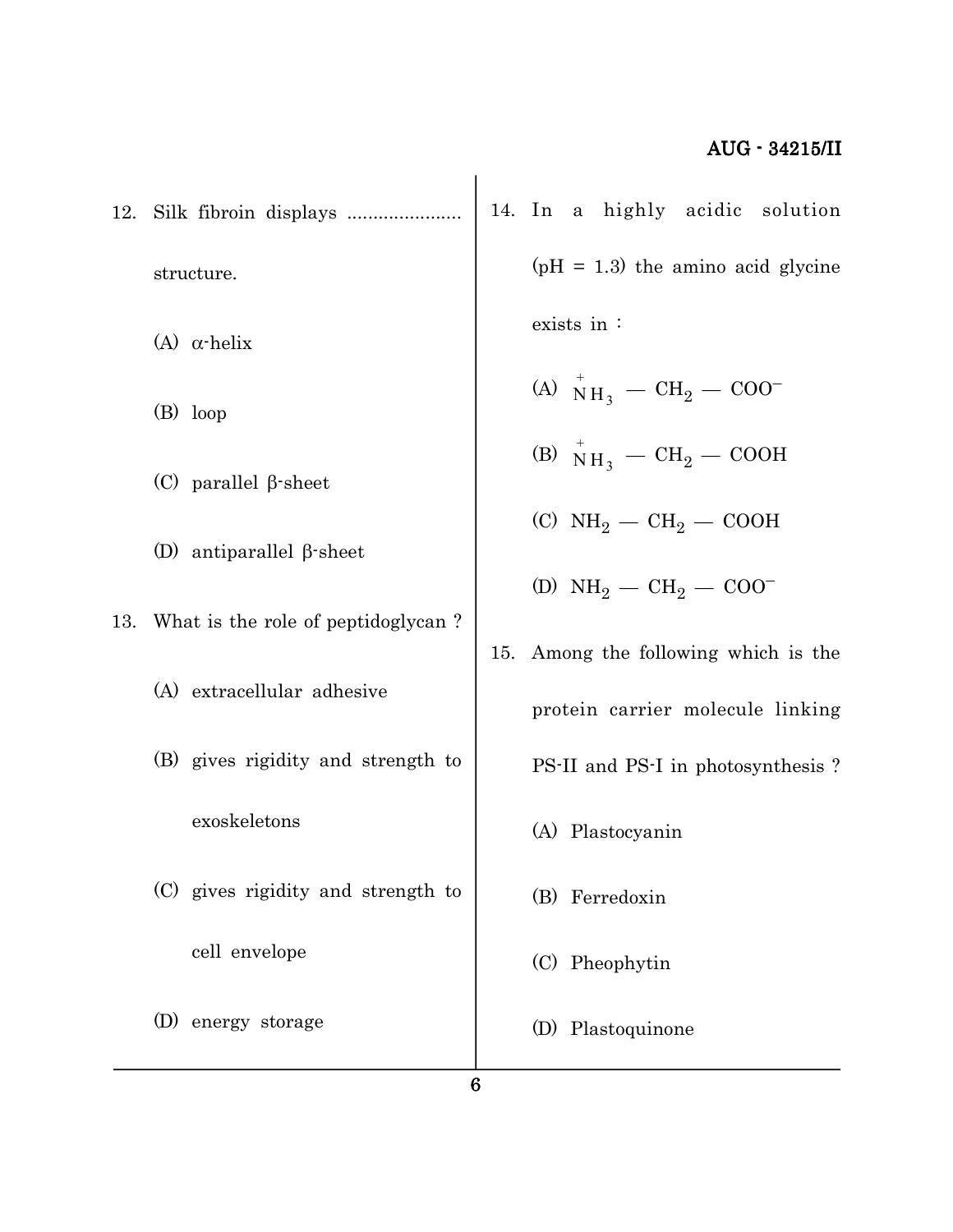12. Silk fibroin displays ...................... structure.

(A) $\alpha$-helix

(B) loop

(C) parallel $\beta$-sheet

(D) antiparallel $\beta$-sheet

13. What is the role of peptidoglycan ?

(A) extracellular adhesive

(B) gives rigidity and strength to exoskeletons

(C) gives rigidity and strength to cell envelope

(D) energy storage

14. In a highly acidic solution (pH = 1.3) the amino acid glycine exists in :

(A) $\overset{+}{N}H_3 — CH_2 — COO^-$

(B) $\overset{+}{N}H_3 — CH_2 — COOH$

(C) $NH_2 — CH_2 — COOH$

(D) $NH_2 — CH_2 — COO^-$

15. Among the following which is the protein carrier molecule linking PS-II and PS-I in photosynthesis ?

(A) Plastocyanin

(B) Ferredoxin

(C) Pheophytin

(D) Plastoquinone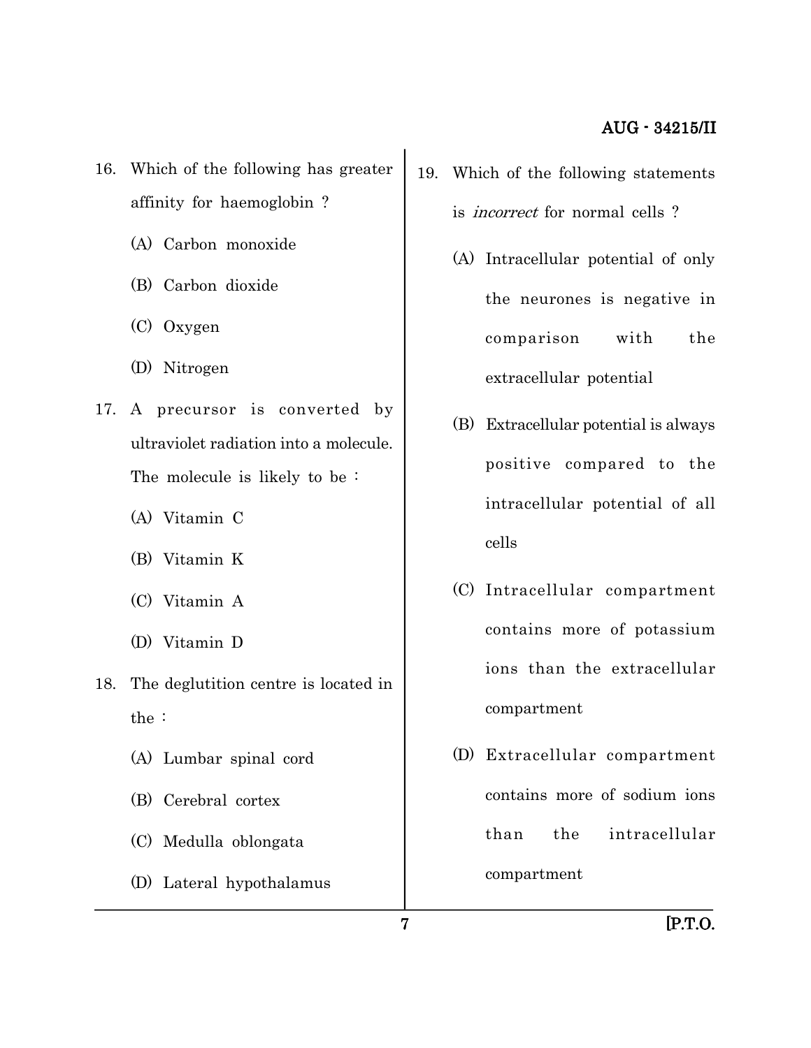16. Which of the following has greater affinity for haemoglobin ?

    (A) Carbon monoxide

    (B) Carbon dioxide

    (C) Oxygen

    (D) Nitrogen

17. A precursor is converted by ultraviolet radiation into a molecule. The molecule is likely to be :

    (A) Vitamin C

    (B) Vitamin K

    (C) Vitamin A

    (D) Vitamin D

18. The deglutition centre is located in the :

    (A) Lumbar spinal cord

    (B) Cerebral cortex

    (C) Medulla oblongata

    (D) Lateral hypothalamus

19. Which of the following statements is *incorrect* for normal cells ?

    (A) Intracellular potential of only the neurones is negative in comparison with the extracellular potential

    (B) Extracellular potential is always positive compared to the intracellular potential of all cells

    (C) Intracellular compartment contains more of potassium ions than the extracellular compartment

    (D) Extracellular compartment contains more of sodium ions than the intracellular compartment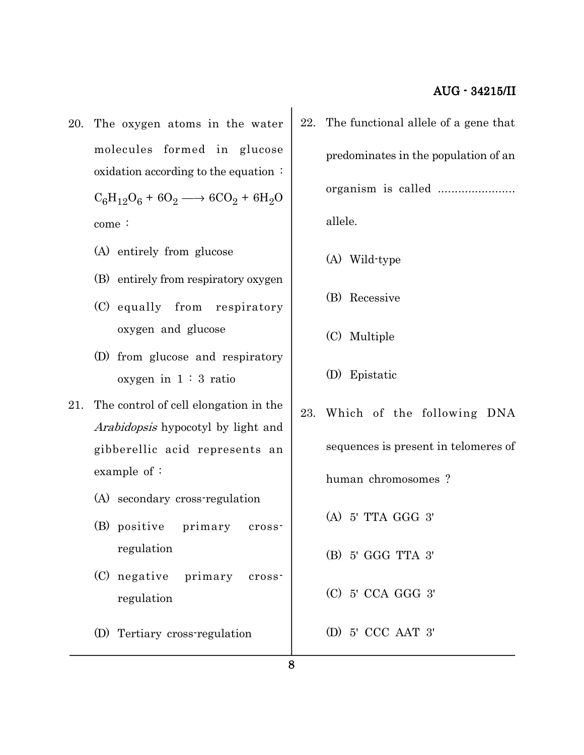20. The oxygen atoms in the water molecules formed in glucose oxidation according to the equation :

    $C_6H_{12}O_6 + 6O_2 \longrightarrow 6CO_2 + 6H_2O$

    come :

    (A) entirely from glucose

    (B) entirely from respiratory oxygen

    (C) equally from respiratory oxygen and glucose

    (D) from glucose and respiratory oxygen in 1 : 3 ratio

21. The control of cell elongation in the *Arabidopsis* hypocotyl by light and gibberellic acid represents an example of :

    (A) secondary cross-regulation

    (B) positive primary cross-regulation

    (C) negative primary cross-regulation

    (D) Tertiary cross-regulation

22. The functional allele of a gene that predominates in the population of an organism is called ....................... allele.

    (A) Wild-type

    (B) Recessive

    (C) Multiple

    (D) Epistatic

23. Which of the following DNA sequences is present in telomeres of human chromosomes ?

    (A) 5' TTA GGG 3'

    (B) 5' GGG TTA 3'

    (C) 5' CCA GGG 3'

    (D) 5' CCC AAT 3'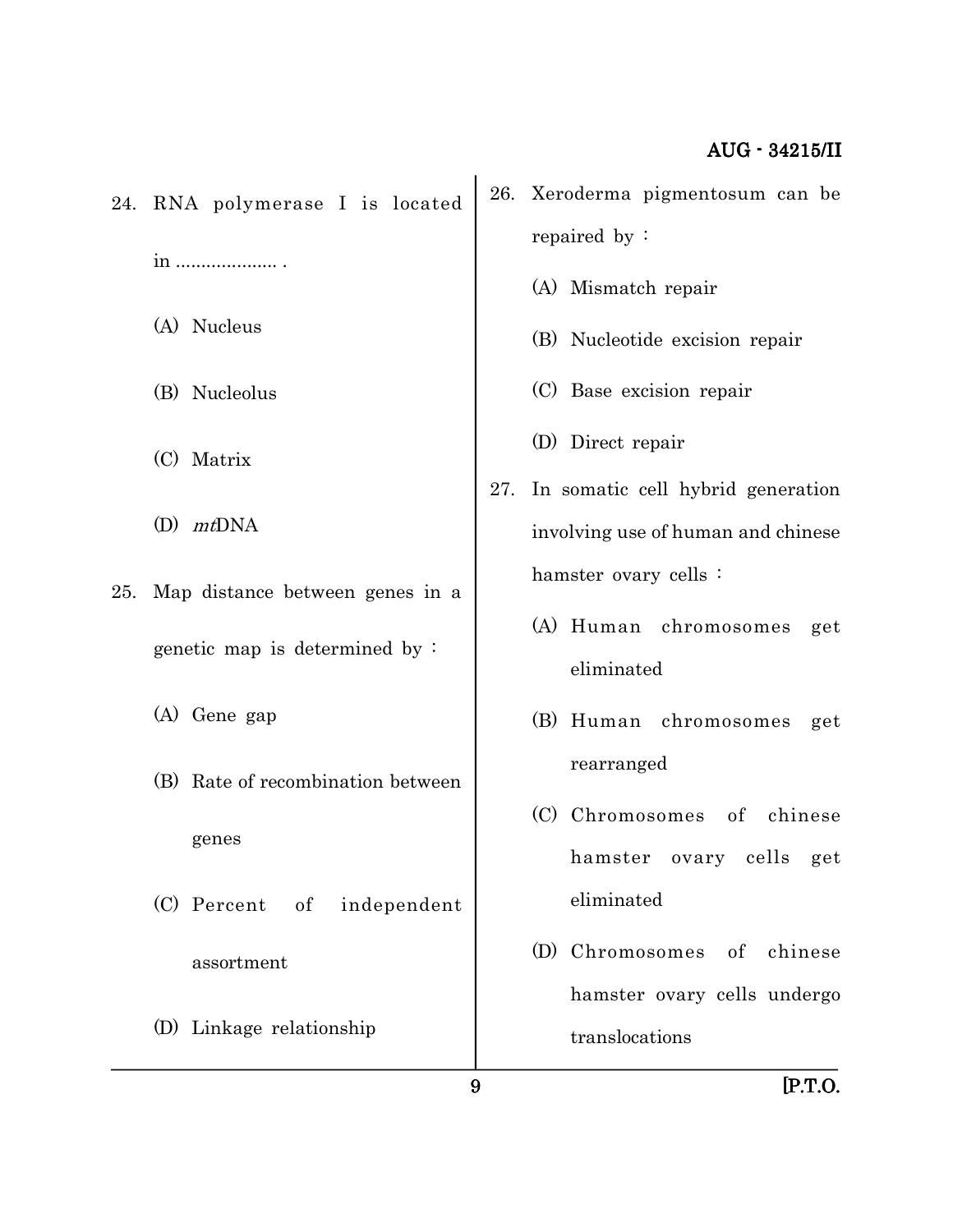24. RNA polymerase I is located in .................... .

    (A) Nucleus

    (B) Nucleolus

    (C) Matrix

    (D) *mt*DNA

25. Map distance between genes in a genetic map is determined by :

    (A) Gene gap

    (B) Rate of recombination between genes

    (C) Percent of independent assortment

    (D) Linkage relationship

26. Xeroderma pigmentosum can be repaired by :

    (A) Mismatch repair

    (B) Nucleotide excision repair

    (C) Base excision repair

    (D) Direct repair

27. In somatic cell hybrid generation involving use of human and chinese hamster ovary cells :

    (A) Human chromosomes get eliminated

    (B) Human chromosomes get rearranged

    (C) Chromosomes of chinese hamster ovary cells get eliminated

    (D) Chromosomes of chinese hamster ovary cells undergo translocations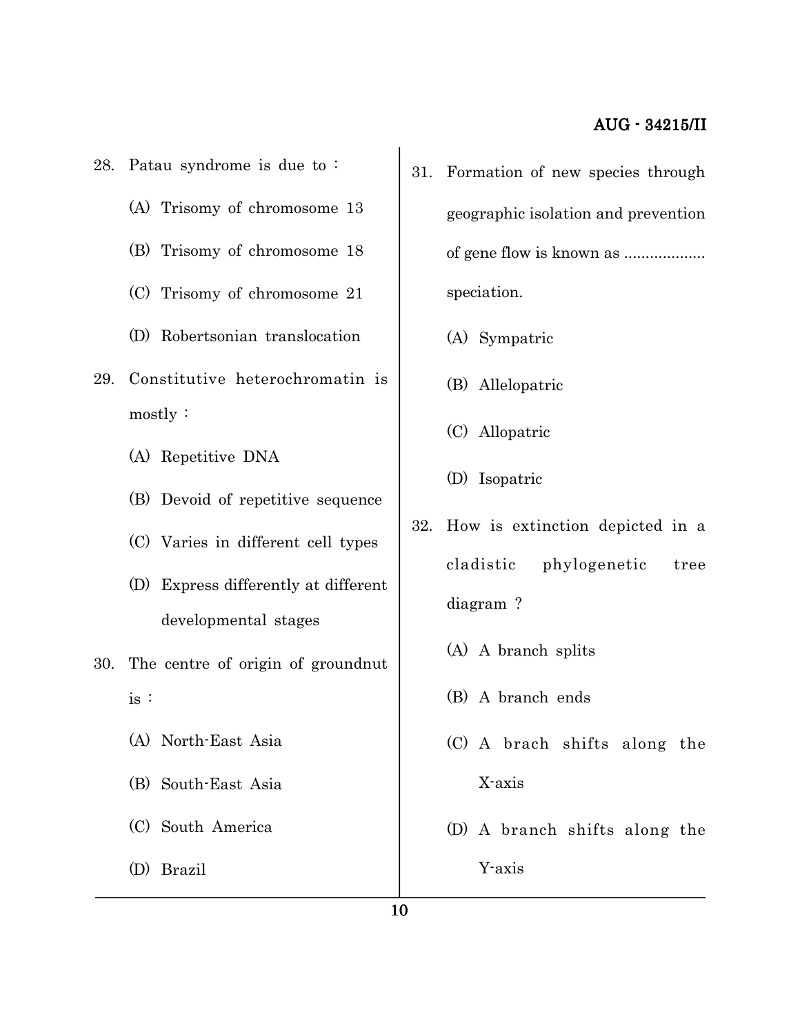28. Patau syndrome is due to :

    (A) Trisomy of chromosome 13

    (B) Trisomy of chromosome 18

    (C) Trisomy of chromosome 21

    (D) Robertsonian translocation

29. Constitutive heterochromatin is mostly :

    (A) Repetitive DNA

    (B) Devoid of repetitive sequence

    (C) Varies in different cell types

    (D) Express differently at different developmental stages

30. The centre of origin of groundnut is :

    (A) North-East Asia

    (B) South-East Asia

    (C) South America

    (D) Brazil

31. Formation of new species through geographic isolation and prevention of gene flow is known as .................. speciation.

    (A) Sympatric

    (B) Allelopatric

    (C) Allopatric

    (D) Isopatric

32. How is extinction depicted in a cladistic phylogenetic tree diagram ?

    (A) A branch splits

    (B) A branch ends

    (C) A brach shifts along the X-axis

    (D) A branch shifts along the Y-axis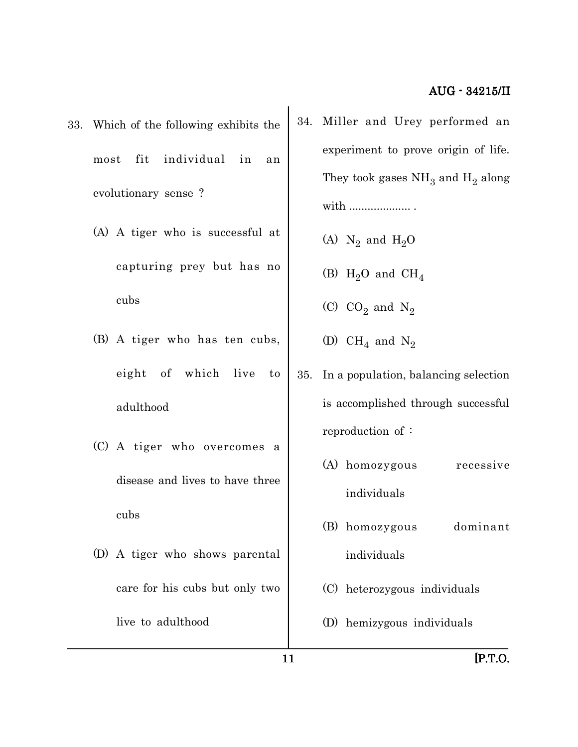33. Which of the following exhibits the most fit individual in an evolutionary sense ?

    (A) A tiger who is successful at capturing prey but has no cubs

    (B) A tiger who has ten cubs, eight of which live to adulthood

    (C) A tiger who overcomes a disease and lives to have three cubs

    (D) A tiger who shows parental care for his cubs but only two live to adulthood

34. Miller and Urey performed an experiment to prove origin of life. They took gases $NH_3$ and $H_2$ along with .................... .

    (A) $N_2$ and $H_2O$

    (B) $H_2O$ and $CH_4$

    (C) $CO_2$ and $N_2$

    (D) $CH_4$ and $N_2$

35. In a population, balancing selection is accomplished through successful reproduction of :

    (A) homozygous recessive individuals

    (B) homozygous dominant individuals

    (C) heterozygous individuals

    (D) hemizygous individuals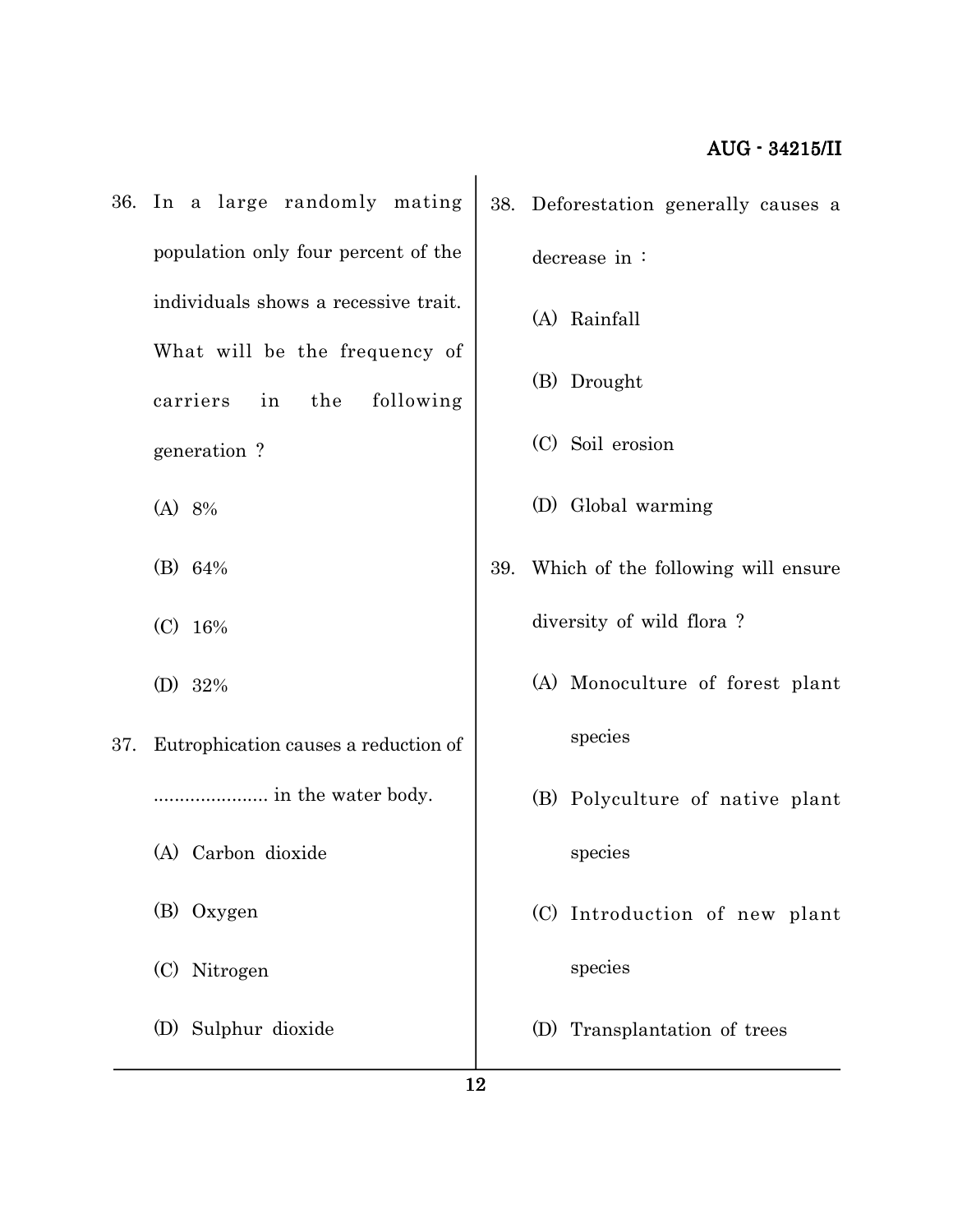36. In a large randomly mating population only four percent of the individuals shows a recessive trait. What will be the frequency of carriers in the following generation ?

   (A) 8%

   (B) 64%

   (C) 16%

   (D) 32%

37. Eutrophication causes a reduction of ...................... in the water body.

   (A) Carbon dioxide

   (B) Oxygen

   (C) Nitrogen

   (D) Sulphur dioxide

38. Deforestation generally causes a decrease in :

   (A) Rainfall

   (B) Drought

   (C) Soil erosion

   (D) Global warming

39. Which of the following will ensure diversity of wild flora ?

   (A) Monoculture of forest plant species

   (B) Polyculture of native plant species

   (C) Introduction of new plant species

   (D) Transplantation of trees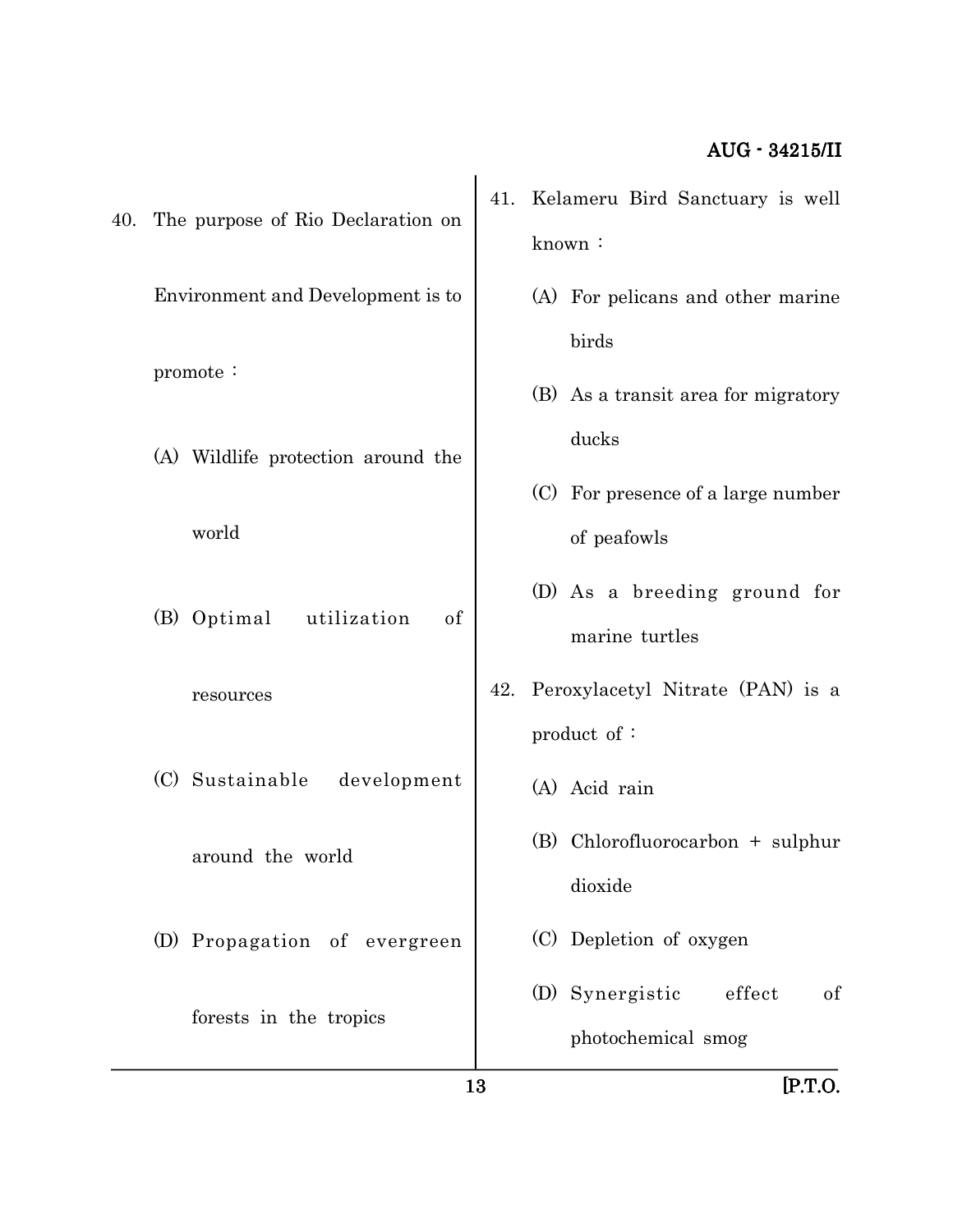40. The purpose of Rio Declaration on Environment and Development is to promote :

    (A) Wildlife protection around the world

    (B) Optimal utilization of resources

    (C) Sustainable development around the world

    (D) Propagation of evergreen forests in the tropics

41. Kelameru Bird Sanctuary is well known :

    (A) For pelicans and other marine birds

    (B) As a transit area for migratory ducks

    (C) For presence of a large number of peafowls

    (D) As a breeding ground for marine turtles

42. Peroxylacetyl Nitrate (PAN) is a product of :

    (A) Acid rain

    (B) Chlorofluorocarbon + sulphur dioxide

    (C) Depletion of oxygen

    (D) Synergistic effect of photochemical smog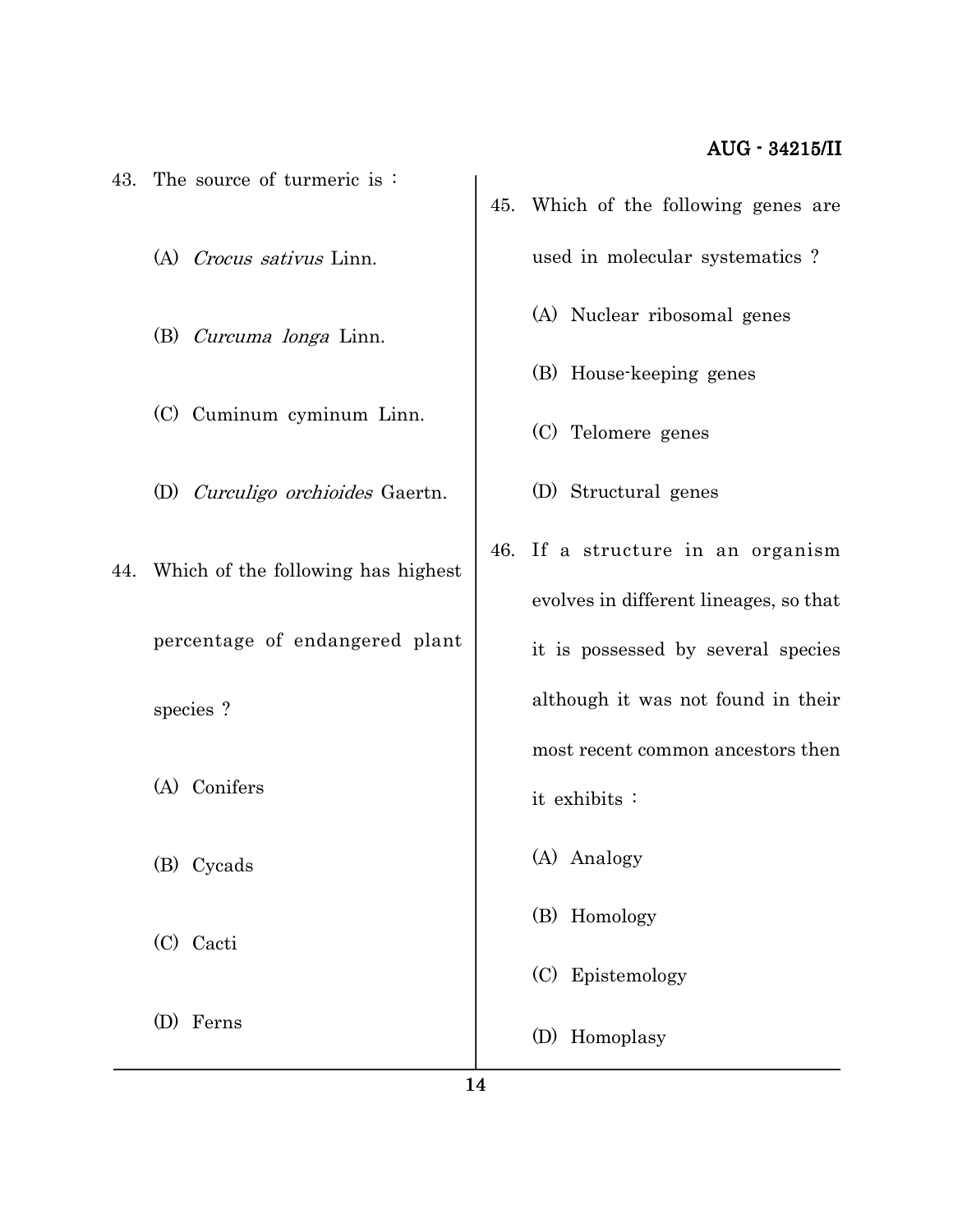43. The source of turmeric is :

(A) *Crocus sativus* Linn.

(B) *Curcuma longa* Linn.

(C) Cuminum cyminum Linn.

(D) *Curculigo orchioides* Gaertn.

44. Which of the following has highest percentage of endangered plant species ?

(A) Conifers

(B) Cycads

(C) Cacti

(D) Ferns

45. Which of the following genes are used in molecular systematics ?

(A) Nuclear ribosomal genes

(B) House-keeping genes

(C) Telomere genes

(D) Structural genes

46. If a structure in an organism evolves in different lineages, so that it is possessed by several species although it was not found in their most recent common ancestors then it exhibits :

(A) Analogy

(B) Homology

(C) Epistemology

(D) Homoplasy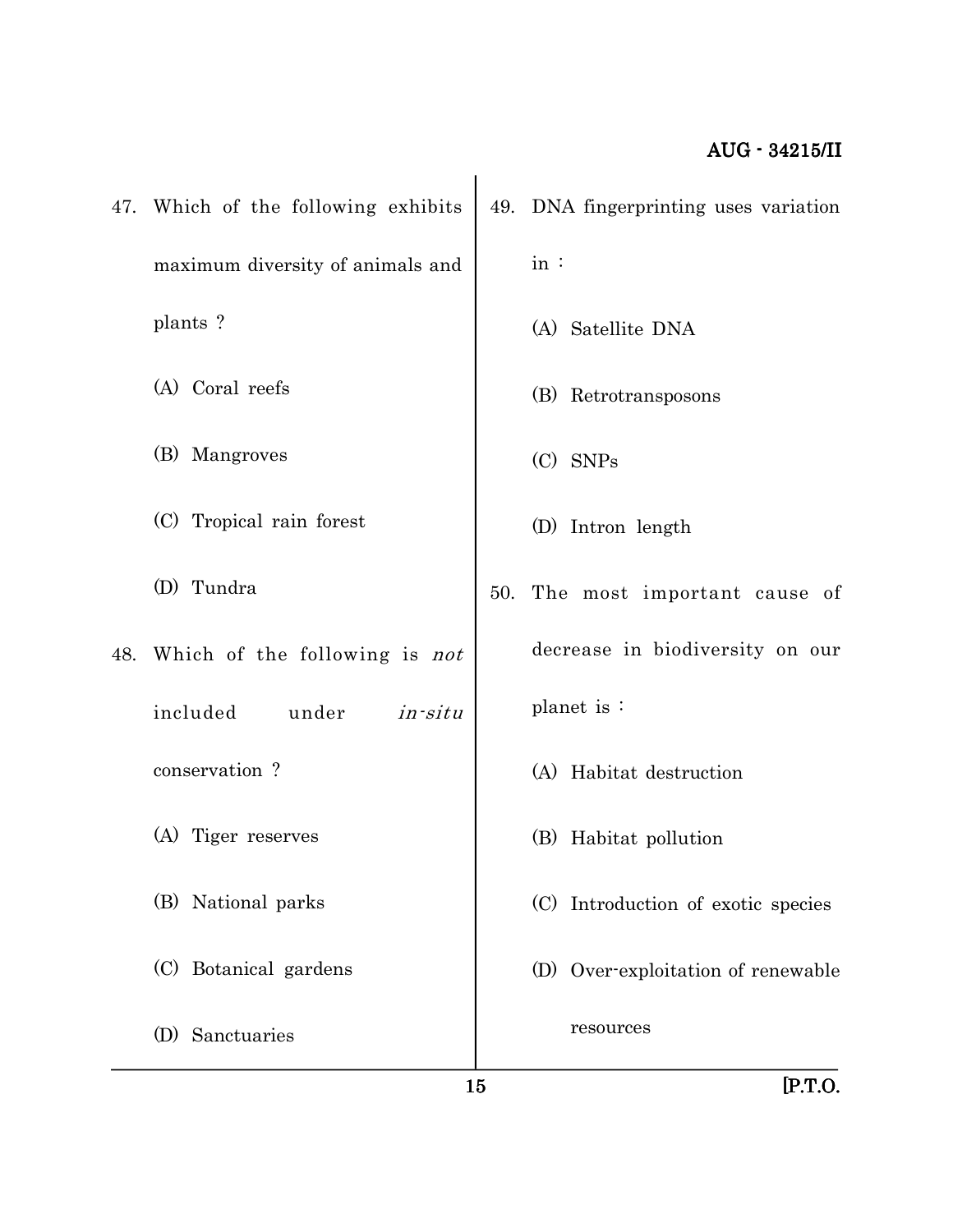47. Which of the following exhibits maximum diversity of animals and plants ?

(A) Coral reefs

(B) Mangroves

(C) Tropical rain forest

(D) Tundra

48. Which of the following is *not* included under *in-situ* conservation ?

(A) Tiger reserves

(B) National parks

(C) Botanical gardens

(D) Sanctuaries

49. DNA fingerprinting uses variation in :

(A) Satellite DNA

(B) Retrotransposons

(C) SNPs

(D) Intron length

50. The most important cause of decrease in biodiversity on our planet is :

(A) Habitat destruction

(B) Habitat pollution

(C) Introduction of exotic species

(D) Over-exploitation of renewable resources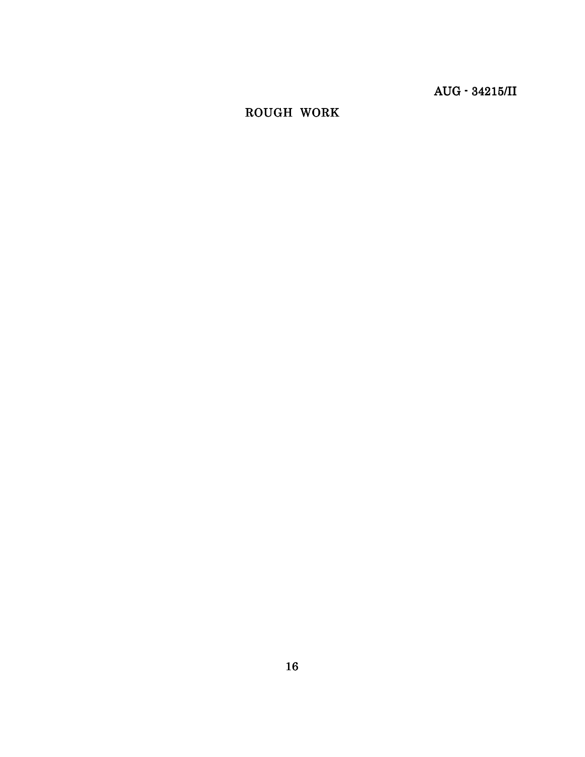ROUGH WORK